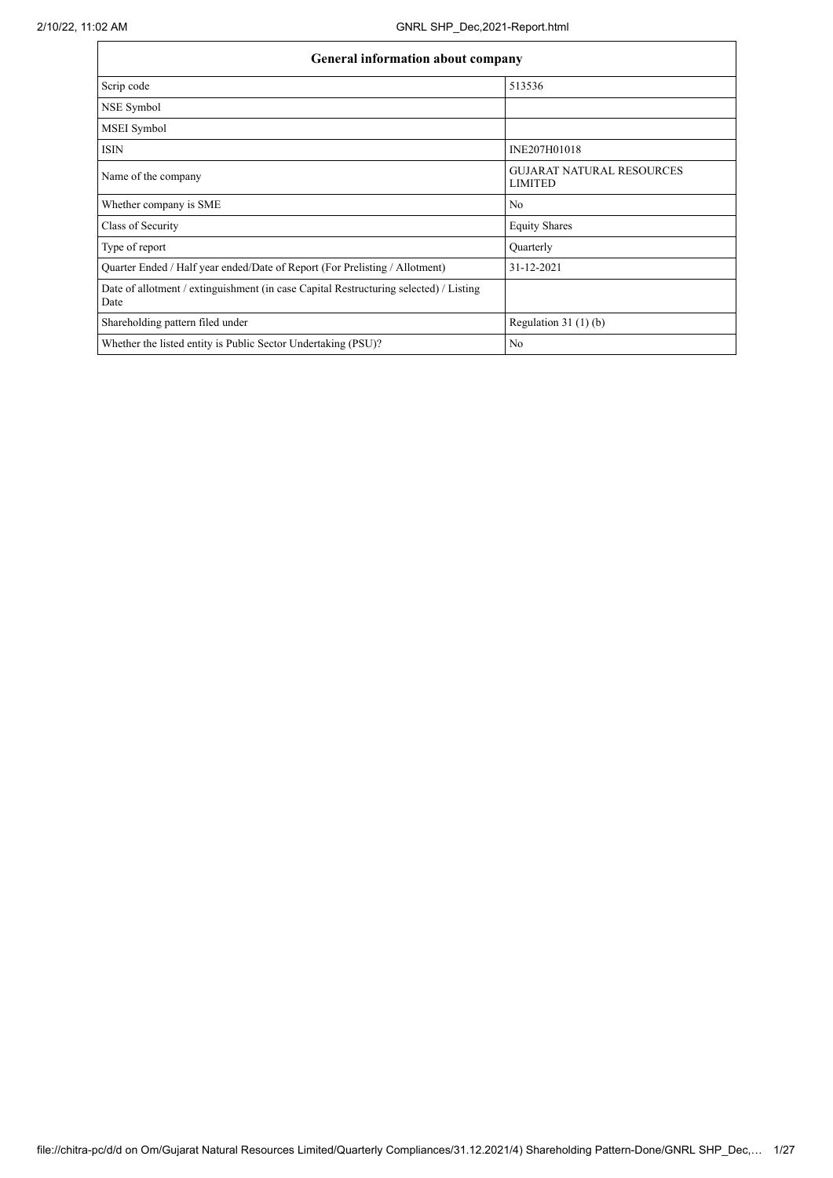| General information about company | |
|---|---|
| Scrip code | 513536 |
| NSE Symbol | |
| MSEI Symbol | |
| ISIN | INE207H01018 |
| Name of the company | GUJARAT NATURAL RESOURCES LIMITED |
| Whether company is SME | No |
| Class of Security | Equity Shares |
| Type of report | Quarterly |
| Quarter Ended / Half year ended/Date of Report (For Prelisting / Allotment) | 31-12-2021 |
| Date of allotment / extinguishment (in case Capital Restructuring selected) / Listing Date | |
| Shareholding pattern filed under | Regulation 31 (1) (b) |
| Whether the listed entity is Public Sector Undertaking (PSU)? | No |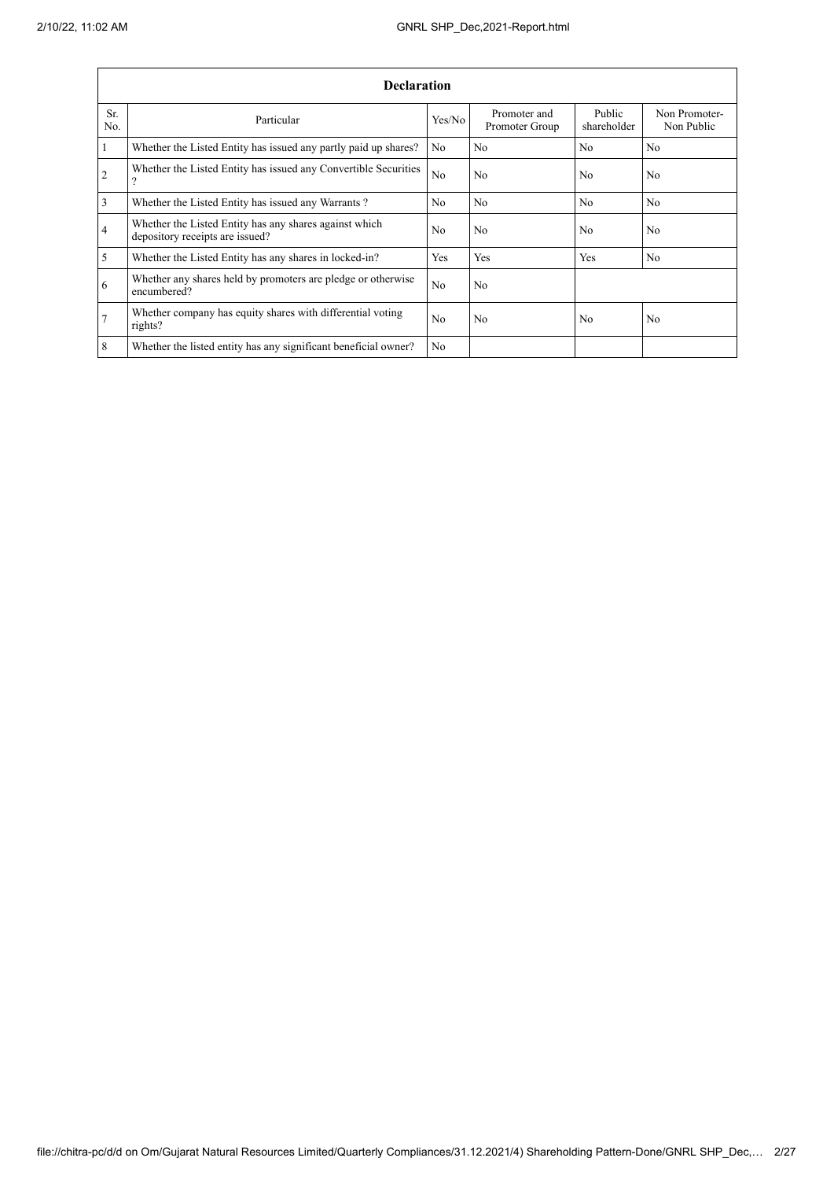| Declaration | | | | | |
|---|---|---|---|---|---|
| Sr. No. | Particular | Yes/No | Promoter and Promoter Group | Public shareholder | Non Promoter- Non Public |
| 1 | Whether the Listed Entity has issued any partly paid up shares? | No | No | No | No |
| 2 | Whether the Listed Entity has issued any Convertible Securities ? | No | No | No | No |
| 3 | Whether the Listed Entity has issued any Warrants ? | No | No | No | No |
| 4 | Whether the Listed Entity has any shares against which depository receipts are issued? | No | No | No | No |
| 5 | Whether the Listed Entity has any shares in locked-in? | Yes | Yes | Yes | No |
| 6 | Whether any shares held by promoters are pledge or otherwise encumbered? | No | No | | |
| 7 | Whether company has equity shares with differential voting rights? | No | No | No | No |
| 8 | Whether the listed entity has any significant beneficial owner? | No | | | |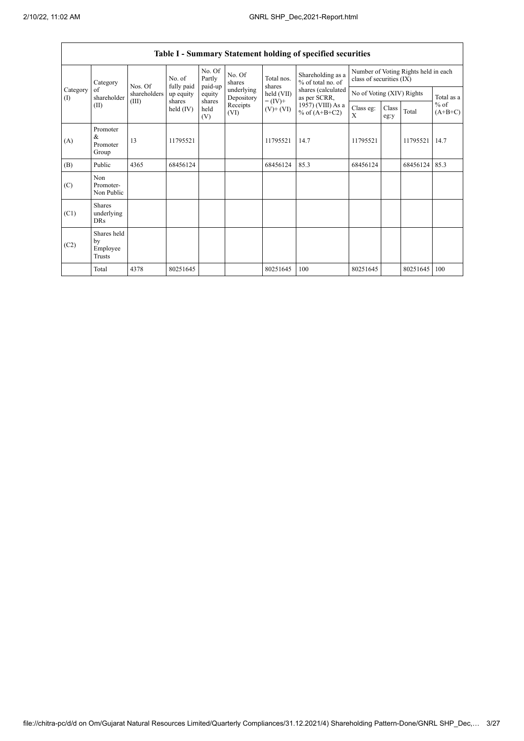| Table I - Summary Statement holding of specified securities | | | | | | | | | | | | |
|---|---|---|---|---|---|---|---|---|---|---|---|---|
| Category (I) | Category of shareholder (II) | Nos. Of shareholders (III) | No. of fully paid up equity shares held (IV) | No. Of Partly paid-up equity shares held (V) | No. Of shares underlying Depository Receipts (VI) | Total nos. shares held (VII) = (IV)+ (V)+ (VI) | Shareholding as a % of total no. of shares (calculated as per SCRR, 1957) (VIII) As a % of (A+B+C2) | Number of Voting Rights held in each class of securities (IX) | | | |
| | | | | | | | | No of Voting (XIV) Rights | | | Total as a % of (A+B+C) |
| | | | | | | | | Class eg: X | Class eg:y | Total | |
| (A) | Promoter & Promoter Group | 13 | 11795521 | | | 11795521 | 14.7 | 11795521 | | 11795521 | 14.7 |
| (B) | Public | 4365 | 68456124 | | | 68456124 | 85.3 | 68456124 | | 68456124 | 85.3 |
| (C) | Non Promoter- Non Public | | | | | | | | | | |
| (C1) | Shares underlying DRs | | | | | | | | | | |
| (C2) | Shares held by Employee Trusts | | | | | | | | | | |
| | Total | 4378 | 80251645 | | | 80251645 | 100 | 80251645 | | 80251645 | 100 |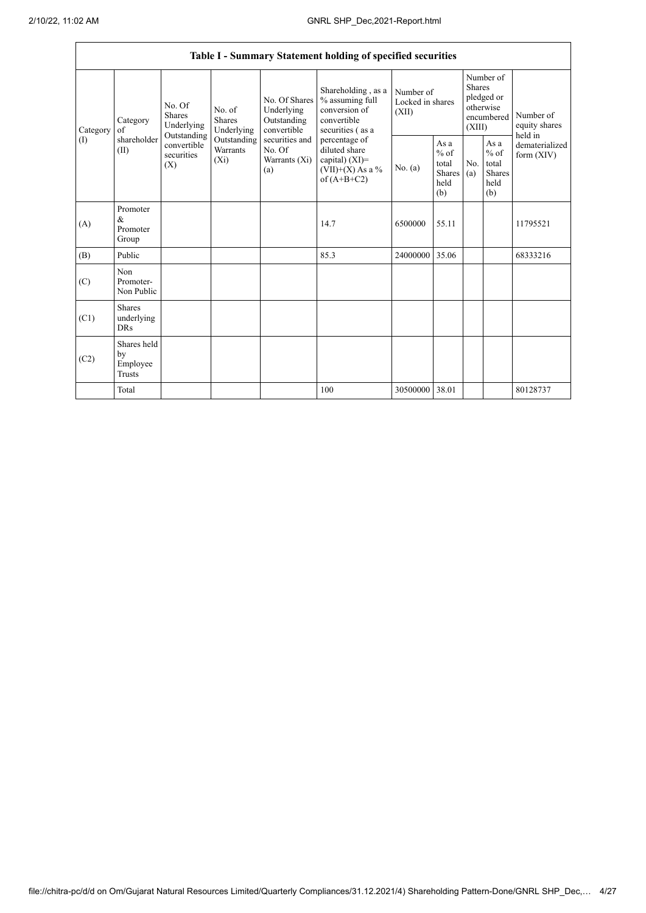## Table I - Summary Statement holding of specified securities

| Category (I) | Category of shareholder (II) | No. Of Shares Underlying Outstanding convertible securities (X) | No. of Shares Underlying Outstanding Warrants (Xi) | No. Of Shares Underlying Outstanding convertible securities and No. Of Warrants (Xi) (a) | Shareholding , as a % assuming full conversion of convertible securities ( as a percentage of diluted share capital) (XI)= (VII)+(X) As a % of (A+B+C2) | Number of Locked in shares (XII) | | Number of Shares pledged or otherwise encumbered (XIII) | | Number of equity shares held in dematerialized form (XIV) |
|---|---|---|---|---|---|---|---|---|---|---|
| | | | | | | No. (a) | As a % of total Shares held (b) | No. (a) | As a % of total Shares held (b) | |
| (A) | Promoter & Promoter Group | | | | 14.7 | 6500000 | 55.11 | | | 11795521 |
| (B) | Public | | | | 85.3 | 24000000 | 35.06 | | | 68333216 |
| (C) | Non Promoter- Non Public | | | | | | | | | |
| (C1) | Shares underlying DRs | | | | | | | | | |
| (C2) | Shares held by Employee Trusts | | | | | | | | | |
| | Total | | | | 100 | 30500000 | 38.01 | | | 80128737 |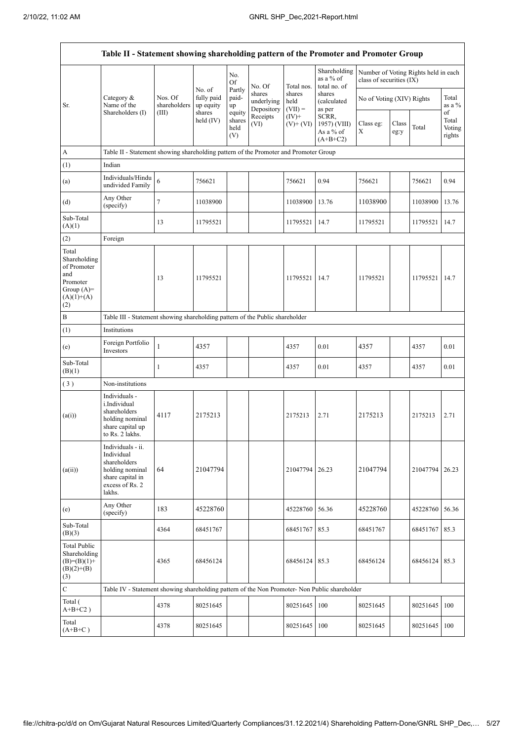| Table II - Statement showing shareholding pattern of the Promoter and Promoter Group | | | | | | | | | | | |
|---|---|---|---|---|---|---|---|---|---|---|---|
| Sr. | Category & Name of the Shareholders (I) | Nos. Of shareholders (III) | No. of fully paid up equity shares held (IV) | No. Of Partly paid-up equity shares held (V) | No. Of shares underlying Depository Receipts (VI) | Total nos. shares held (VII) = (IV)+ (V)+ (VI) | Shareholding as a % of total no. of shares (calculated as per SCRR, 1957) (VIII) As a % of (A+B+C2) | Number of Voting Rights held in each class of securities (IX) | | | |
| | | | | | | | | No of Voting (XIV) Rights | | | Total as a % of Total Voting rights |
| | | | | | | | | Class eg: X | Class eg:y | Total | |
| A | Table II - Statement showing shareholding pattern of the Promoter and Promoter Group | | | | | | | | | | |
| (1) | Indian | | | | | | | | | | |
| (a) | Individuals/Hindu undivided Family | 6 | 756621 | | | 756621 | 0.94 | 756621 | | 756621 | 0.94 |
| (d) | Any Other (specify) | 7 | 11038900 | | | 11038900 | 13.76 | 11038900 | | 11038900 | 13.76 |
| Sub-Total (A)(1) | | 13 | 11795521 | | | 11795521 | 14.7 | 11795521 | | 11795521 | 14.7 |
| (2) | Foreign | | | | | | | | | | |
| Total Shareholding of Promoter and Promoter Group (A)=(A)(1)+(A)(2) | | 13 | 11795521 | | | 11795521 | 14.7 | 11795521 | | 11795521 | 14.7 |
| B | Table III - Statement showing shareholding pattern of the Public shareholder | | | | | | | | | | |
| (1) | Institutions | | | | | | | | | | |
| (e) | Foreign Portfolio Investors | 1 | 4357 | | | 4357 | 0.01 | 4357 | | 4357 | 0.01 |
| Sub-Total (B)(1) | | 1 | 4357 | | | 4357 | 0.01 | 4357 | | 4357 | 0.01 |
| ( 3 ) | Non-institutions | | | | | | | | | | |
| (a(i)) | Individuals - i.Individual shareholders holding nominal share capital up to Rs. 2 lakhs. | 4117 | 2175213 | | | 2175213 | 2.71 | 2175213 | | 2175213 | 2.71 |
| (a(ii)) | Individuals - ii. Individual shareholders holding nominal share capital in excess of Rs. 2 lakhs. | 64 | 21047794 | | | 21047794 | 26.23 | 21047794 | | 21047794 | 26.23 |
| (e) | Any Other (specify) | 183 | 45228760 | | | 45228760 | 56.36 | 45228760 | | 45228760 | 56.36 |
| Sub-Total (B)(3) | | 4364 | 68451767 | | | 68451767 | 85.3 | 68451767 | | 68451767 | 85.3 |
| Total Public Shareholding (B)=(B)(1)+(B)(2)+(B)(3) | | 4365 | 68456124 | | | 68456124 | 85.3 | 68456124 | | 68456124 | 85.3 |
| C | Table IV - Statement showing shareholding pattern of the Non Promoter- Non Public shareholder | | | | | | | | | | |
| Total ( A+B+C2 ) | | 4378 | 80251645 | | | 80251645 | 100 | 80251645 | | 80251645 | 100 |
| Total (A+B+C ) | | 4378 | 80251645 | | | 80251645 | 100 | 80251645 | | 80251645 | 100 |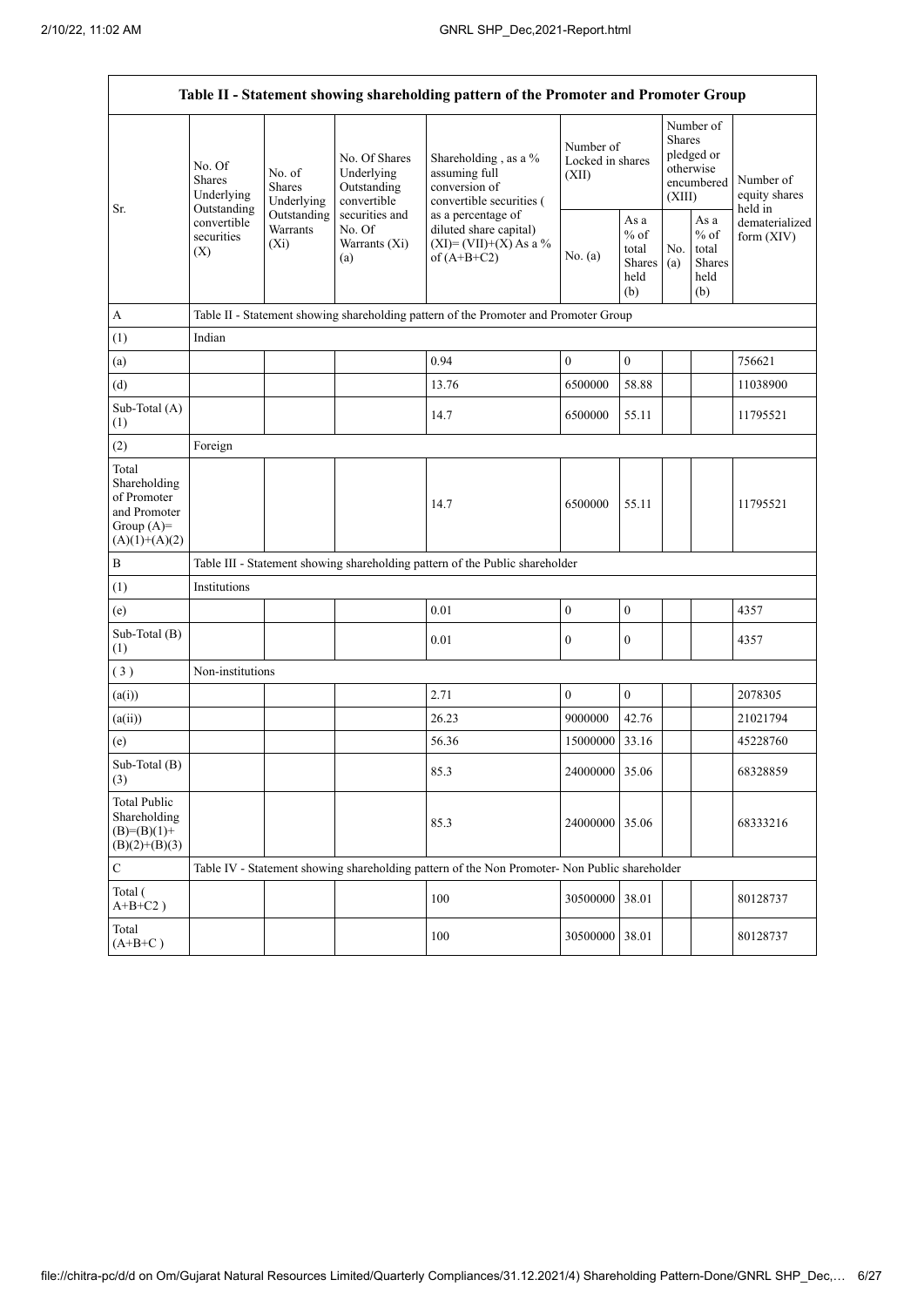| Table II - Statement showing shareholding pattern of the Promoter and Promoter Group | | | | | | | | | |
|---|---|---|---|---|---|---|---|---|---|
| Sr. | No. Of Shares Underlying Outstanding convertible securities (X) | No. of Shares Underlying Outstanding Warrants (Xi) | No. Of Shares Underlying Outstanding convertible securities and No. Of Warrants (Xi) (a) | Shareholding , as a % assuming full conversion of convertible securities ( as a percentage of diluted share capital) (XI)= (VII)+(X) As a % of (A+B+C2) | Number of Locked in shares (XII) | | Number of Shares pledged or otherwise encumbered (XIII) | | Number of equity shares held in dematerialized form (XIV) |
| | | | | | No. (a) | As a % of total Shares held (b) | No. (a) | As a % of total Shares held (b) | |
| A | Table II - Statement showing shareholding pattern of the Promoter and Promoter Group | | | | | | | | |
| (1) | Indian | | | | | | | | |
| (a) | | | | 0.94 | 0 | 0 | | | 756621 |
| (d) | | | | 13.76 | 6500000 | 58.88 | | | 11038900 |
| Sub-Total (A) (1) | | | | 14.7 | 6500000 | 55.11 | | | 11795521 |
| (2) | Foreign | | | | | | | | |
| Total Shareholding of Promoter and Promoter Group (A)= (A)(1)+(A)(2) | | | | 14.7 | 6500000 | 55.11 | | | 11795521 |
| B | Table III - Statement showing shareholding pattern of the Public shareholder | | | | | | | | |
| (1) | Institutions | | | | | | | | |
| (e) | | | | 0.01 | 0 | 0 | | | 4357 |
| Sub-Total (B) (1) | | | | 0.01 | 0 | 0 | | | 4357 |
| ( 3 ) | Non-institutions | | | | | | | | |
| (a(i)) | | | | 2.71 | 0 | 0 | | | 2078305 |
| (a(ii)) | | | | 26.23 | 9000000 | 42.76 | | | 21021794 |
| (e) | | | | 56.36 | 15000000 | 33.16 | | | 45228760 |
| Sub-Total (B) (3) | | | | 85.3 | 24000000 | 35.06 | | | 68328859 |
| Total Public Shareholding (B)=(B)(1)+(B)(2)+(B)(3) | | | | 85.3 | 24000000 | 35.06 | | | 68333216 |
| C | Table IV - Statement showing shareholding pattern of the Non Promoter- Non Public shareholder | | | | | | | | |
| Total ( A+B+C2 ) | | | | 100 | 30500000 | 38.01 | | | 80128737 |
| Total (A+B+C ) | | | | 100 | 30500000 | 38.01 | | | 80128737 |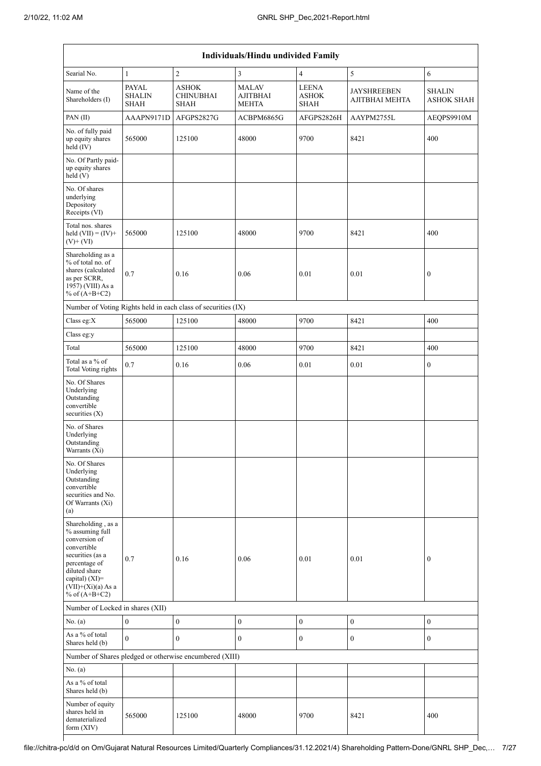| Individuals/Hindu undivided Family | | | | | | |
|---|---|---|---|---|---|---|
| Searial No. | 1 | 2 | 3 | 4 | 5 | 6 |
| Name of the Shareholders (I) | PAYAL SHALIN SHAH | ASHOK CHINUBHAI SHAH | MALAV AJITBHAI MEHTA | LEENA ASHOK SHAH | JAYSHREEBEN AJITBHAI MEHTA | SHALIN ASHOK SHAH |
| PAN (II) | AAAPN9171D | AFGPS2827G | ACBPM6865G | AFGPS2826H | AAYPM2755L | AEQPS9910M |
| No. of fully paid up equity shares held (IV) | 565000 | 125100 | 48000 | 9700 | 8421 | 400 |
| No. Of Partly paid-up equity shares held (V) | | | | | | |
| No. Of shares underlying Depository Receipts (VI) | | | | | | |
| Total nos. shares held (VII) = (IV)+ (V)+ (VI) | 565000 | 125100 | 48000 | 9700 | 8421 | 400 |
| Shareholding as a % of total no. of shares (calculated as per SCRR, 1957) (VIII) As a % of (A+B+C2) | 0.7 | 0.16 | 0.06 | 0.01 | 0.01 | 0 |
| Number of Voting Rights held in each class of securities (IX) | | | | | | |
| Class eg:X | 565000 | 125100 | 48000 | 9700 | 8421 | 400 |
| Class eg:y | | | | | | |
| Total | 565000 | 125100 | 48000 | 9700 | 8421 | 400 |
| Total as a % of Total Voting rights | 0.7 | 0.16 | 0.06 | 0.01 | 0.01 | 0 |
| No. Of Shares Underlying Outstanding convertible securities (X) | | | | | | |
| No. of Shares Underlying Outstanding Warrants (Xi) | | | | | | |
| No. Of Shares Underlying Outstanding convertible securities and No. Of Warrants (Xi) (a) | | | | | | |
| Shareholding , as a % assuming full conversion of convertible securities (as a percentage of diluted share capital) (XI)= (VII)+(Xi)(a) As a % of (A+B+C2) | 0.7 | 0.16 | 0.06 | 0.01 | 0.01 | 0 |
| Number of Locked in shares (XII) | | | | | | |
| No. (a) | 0 | 0 | 0 | 0 | 0 | 0 |
| As a % of total Shares held (b) | 0 | 0 | 0 | 0 | 0 | 0 |
| Number of Shares pledged or otherwise encumbered (XIII) | | | | | | |
| No. (a) | | | | | | |
| As a % of total Shares held (b) | | | | | | |
| Number of equity shares held in dematerialized form (XIV) | 565000 | 125100 | 48000 | 9700 | 8421 | 400 |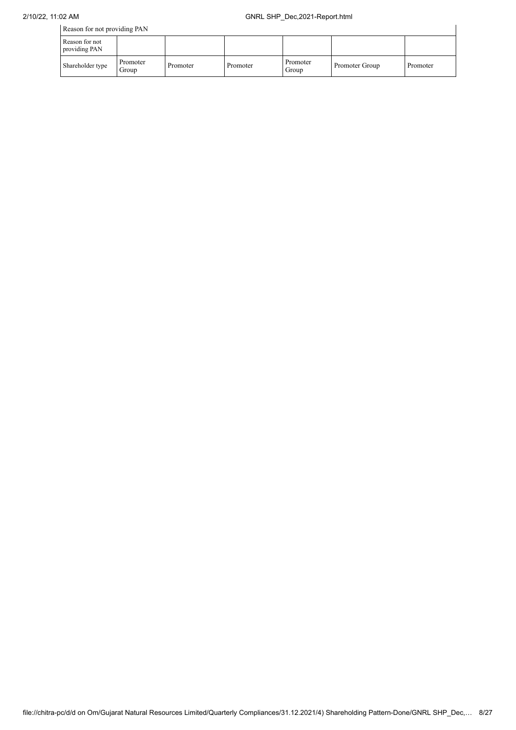| Reason for not providing PAN | | | | | | |
|---|---|---|---|---|---|---|
| Reason for not providing PAN | | | | | | |
| Shareholder type | Promoter Group | Promoter | Promoter | Promoter Group | Promoter Group | Promoter |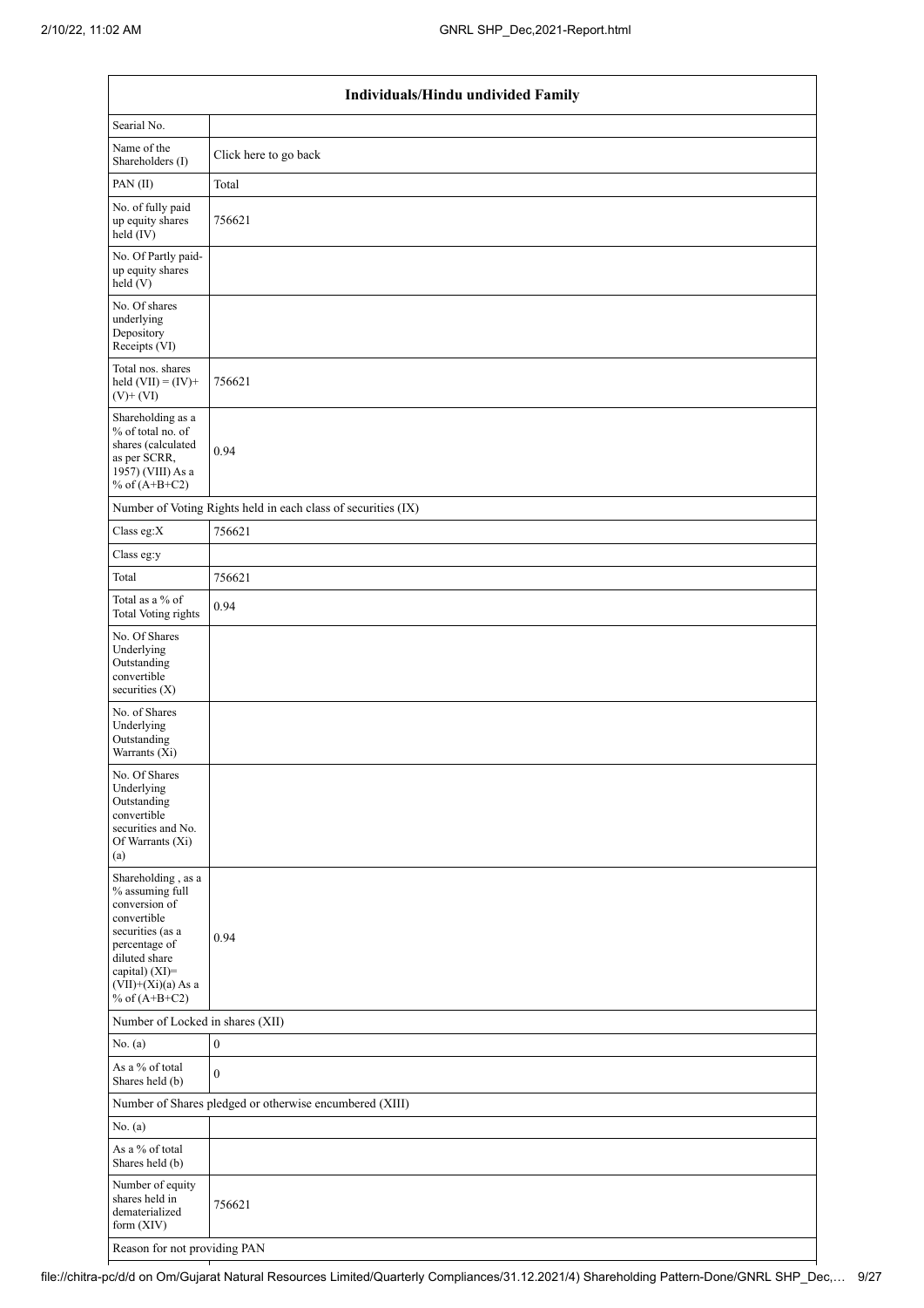| Individuals/Hindu undivided Family | |
|---|---|
| Searial No. | |
| Name of the Shareholders (I) | Click here to go back |
| PAN (II) | Total |
| No. of fully paid up equity shares held (IV) | 756621 |
| No. Of Partly paid-up equity shares held (V) | |
| No. Of shares underlying Depository Receipts (VI) | |
| Total nos. shares held (VII) = (IV)+ (V)+ (VI) | 756621 |
| Shareholding as a % of total no. of shares (calculated as per SCRR, 1957) (VIII) As a % of (A+B+C2) | 0.94 |
| Number of Voting Rights held in each class of securities (IX) | |
| Class eg:X | 756621 |
| Class eg:y | |
| Total | 756621 |
| Total as a % of Total Voting rights | 0.94 |
| No. Of Shares Underlying Outstanding convertible securities (X) | |
| No. of Shares Underlying Outstanding Warrants (Xi) | |
| No. Of Shares Underlying Outstanding convertible securities and No. Of Warrants (Xi) (a) | |
| Shareholding , as a % assuming full conversion of convertible securities (as a percentage of diluted share capital) (XI)= (VII)+(Xi)(a) As a % of (A+B+C2) | 0.94 |
| Number of Locked in shares (XII) | |
| No. (a) | 0 |
| As a % of total Shares held (b) | 0 |
| Number of Shares pledged or otherwise encumbered (XIII) | |
| No. (a) | |
| As a % of total Shares held (b) | |
| Number of equity shares held in dematerialized form (XIV) | 756621 |
| Reason for not providing PAN | |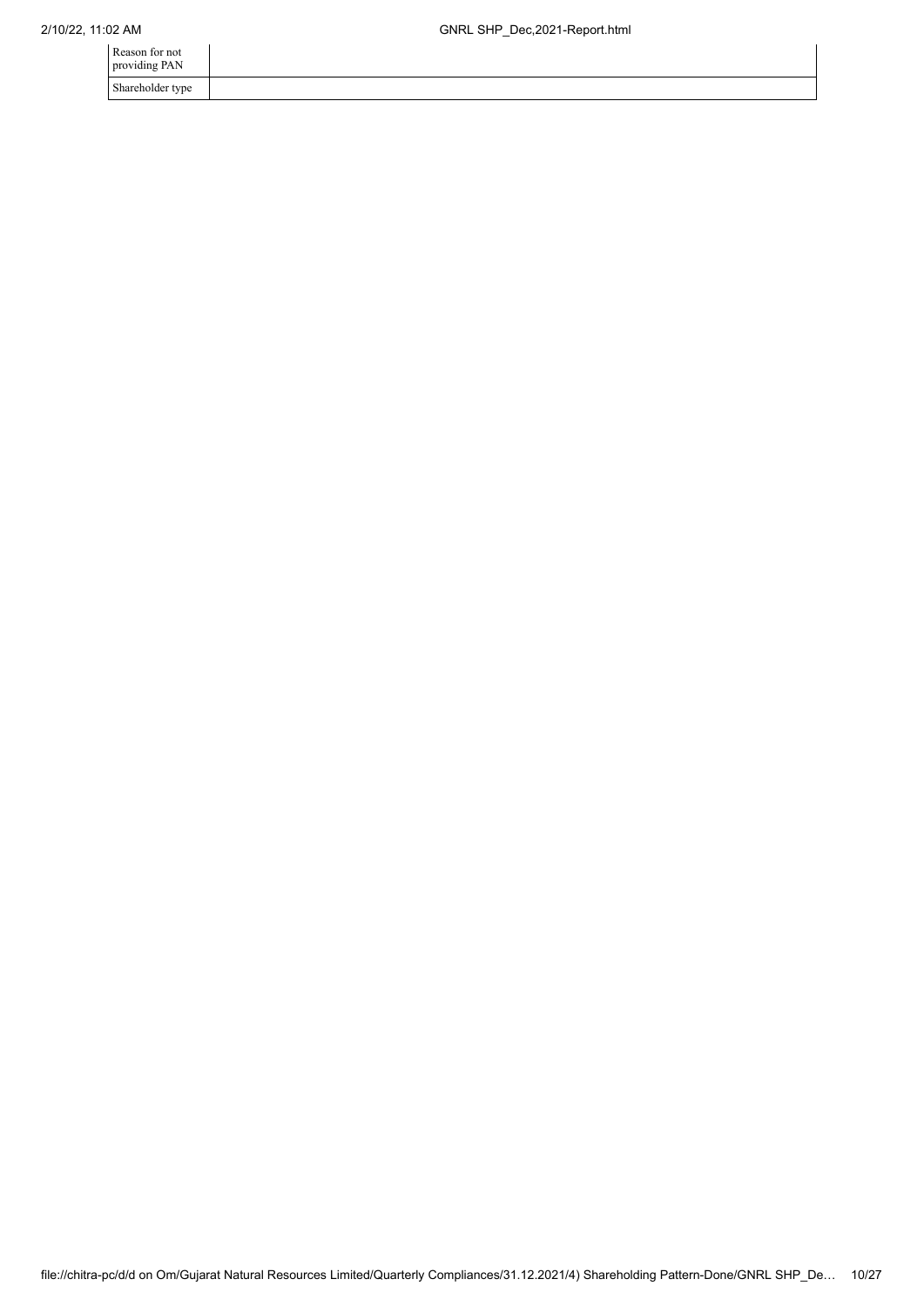| | |
|---|---|
| Reason for not providing PAN | |
| Shareholder type | |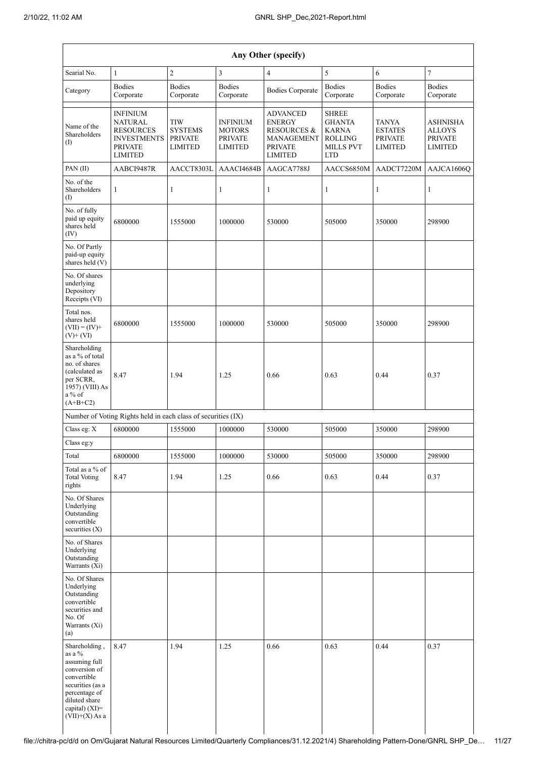| Any Other (specify) | | | | | | | |
|---|---|---|---|---|---|---|---|
| Searial No. | 1 | 2 | 3 | 4 | 5 | 6 | 7 |
| Category | Bodies Corporate | Bodies Corporate | Bodies Corporate | Bodies Corporate | Bodies Corporate | Bodies Corporate | Bodies Corporate |
| Name of the Shareholders (I) | INFINIUM NATURAL RESOURCES INVESTMENTS PRIVATE LIMITED | TIW SYSTEMS PRIVATE LIMITED | INFINIUM MOTORS PRIVATE LIMITED | ADVANCED ENERGY RESOURCES & MANAGEMENT PRIVATE LIMITED | SHREE GHANTA KARNA ROLLING MILLS PVT LTD | TANYA ESTATES PRIVATE LIMITED | ASHNISHA ALLOYS PRIVATE LIMITED |
| PAN (II) | AABCI9487R | AACCT8303L | AAACI4684B | AAGCA7788J | AACCS6850M | AADCT7220M | AAJCA1606Q |
| No. of the Shareholders (I) | 1 | 1 | 1 | 1 | 1 | 1 | 1 |
| No. of fully paid up equity shares held (IV) | 6800000 | 1555000 | 1000000 | 530000 | 505000 | 350000 | 298900 |
| No. Of Partly paid-up equity shares held (V) | | | | | | | |
| No. Of shares underlying Depository Receipts (VI) | | | | | | | |
| Total nos. shares held (VII) = (IV)+ (V)+ (VI) | 6800000 | 1555000 | 1000000 | 530000 | 505000 | 350000 | 298900 |
| Shareholding as a % of total no. of shares (calculated as per SCRR, 1957) (VIII) As a % of (A+B+C2) | 8.47 | 1.94 | 1.25 | 0.66 | 0.63 | 0.44 | 0.37 |
| Number of Voting Rights held in each class of securities (IX) | | | | | | | |
| Class eg: X | 6800000 | 1555000 | 1000000 | 530000 | 505000 | 350000 | 298900 |
| Class eg:y | | | | | | | |
| Total | 6800000 | 1555000 | 1000000 | 530000 | 505000 | 350000 | 298900 |
| Total as a % of Total Voting rights | 8.47 | 1.94 | 1.25 | 0.66 | 0.63 | 0.44 | 0.37 |
| No. Of Shares Underlying Outstanding convertible securities (X) | | | | | | | |
| No. of Shares Underlying Outstanding Warrants (Xi) | | | | | | | |
| No. Of Shares Underlying Outstanding convertible securities and No. Of Warrants (Xi) (a) | | | | | | | |
| Shareholding , as a % assuming full conversion of convertible securities (as a percentage of diluted share capital) (XI)= (VII)+(X) As a | 8.47 | 1.94 | 1.25 | 0.66 | 0.63 | 0.44 | 0.37 |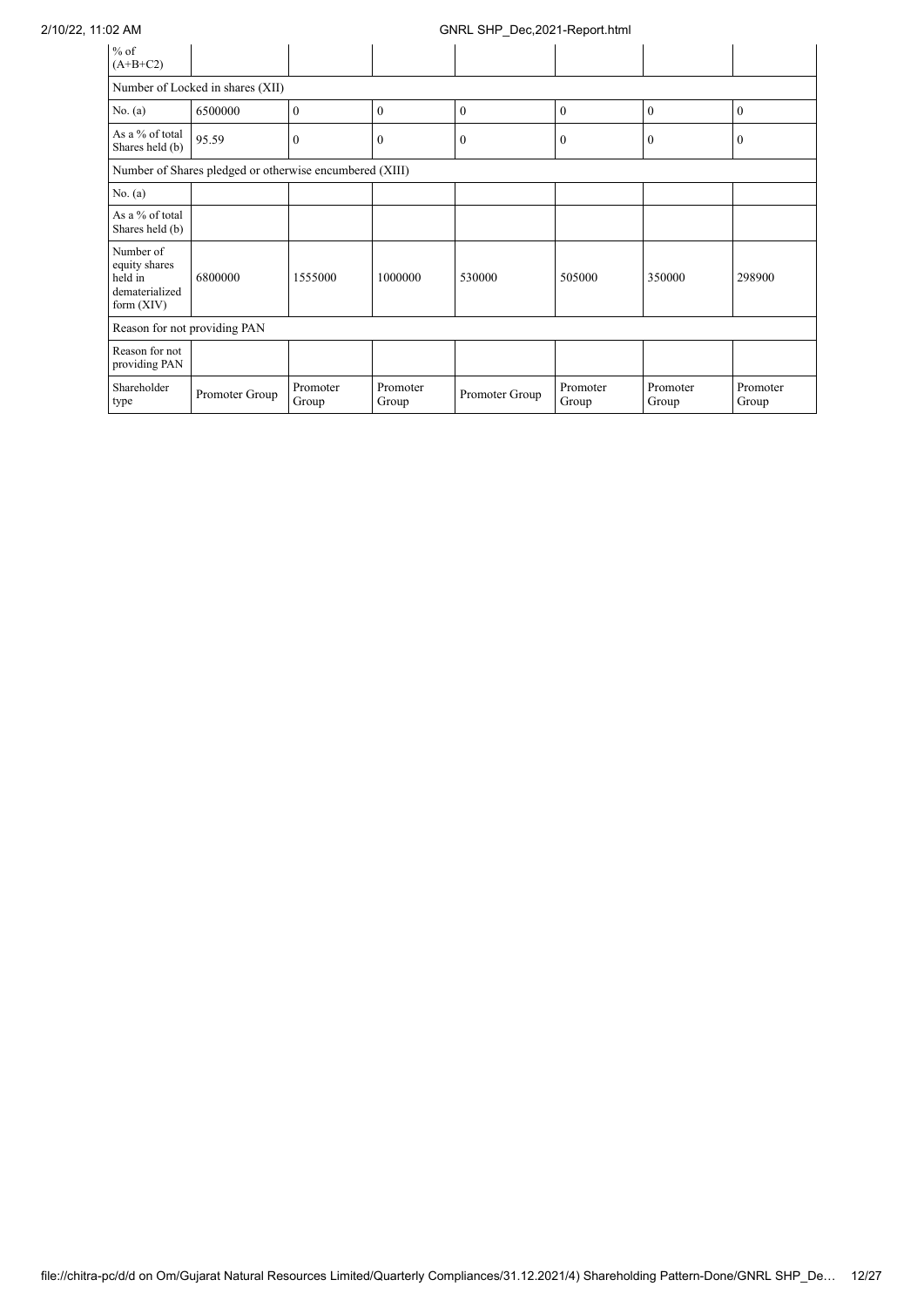| % of (A+B+C2) | | | | | | | |
|---|---|---|---|---|---|---|---|
| Number of Locked in shares (XII) | | | | | | | |
| No. (a) | 6500000 | 0 | 0 | 0 | 0 | 0 | 0 |
| As a % of total Shares held (b) | 95.59 | 0 | 0 | 0 | 0 | 0 | 0 |
| Number of Shares pledged or otherwise encumbered (XIII) | | | | | | | |
| No. (a) | | | | | | | |
| As a % of total Shares held (b) | | | | | | | |
| Number of equity shares held in dematerialized form (XIV) | 6800000 | 1555000 | 1000000 | 530000 | 505000 | 350000 | 298900 |
| Reason for not providing PAN | | | | | | | |
| Reason for not providing PAN | | | | | | | |
| Shareholder type | Promoter Group | Promoter Group | Promoter Group | Promoter Group | Promoter Group | Promoter Group | Promoter Group |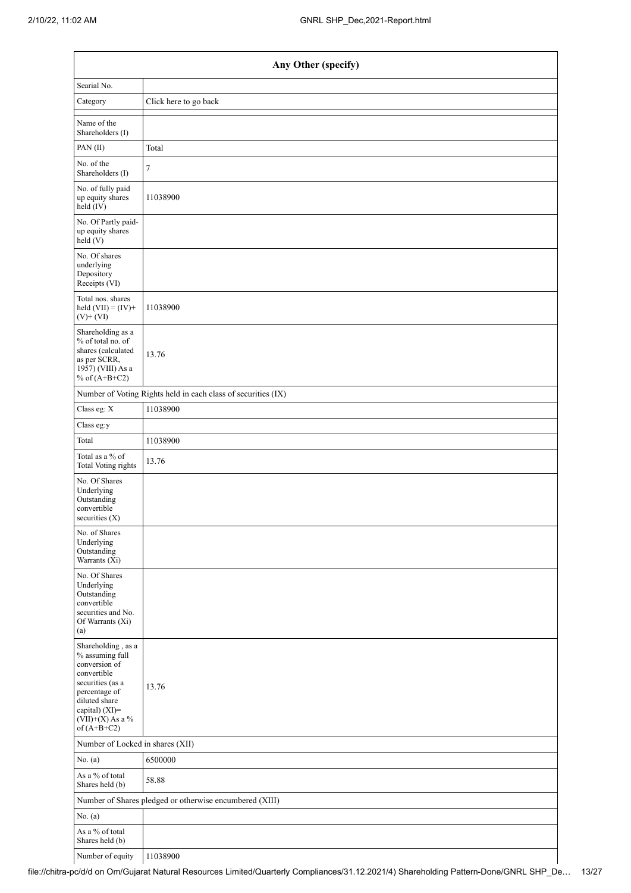| Any Other (specify) | |
|---|---|
| Searial No. | |
| Category | Click here to go back |
| Name of the Shareholders (I) | |
| PAN (II) | Total |
| No. of the Shareholders (I) | 7 |
| No. of fully paid up equity shares held (IV) | 11038900 |
| No. Of Partly paid-up equity shares held (V) | |
| No. Of shares underlying Depository Receipts (VI) | |
| Total nos. shares held (VII) = (IV)+ (V)+ (VI) | 11038900 |
| Shareholding as a % of total no. of shares (calculated as per SCRR, 1957) (VIII) As a % of (A+B+C2) | 13.76 |
| Number of Voting Rights held in each class of securities (IX) | |
| Class eg: X | 11038900 |
| Class eg:y | |
| Total | 11038900 |
| Total as a % of Total Voting rights | 13.76 |
| No. Of Shares Underlying Outstanding convertible securities (X) | |
| No. of Shares Underlying Outstanding Warrants (Xi) | |
| No. Of Shares Underlying Outstanding convertible securities and No. Of Warrants (Xi) (a) | |
| Shareholding , as a % assuming full conversion of convertible securities (as a percentage of diluted share capital) (XI)= (VII)+(X) As a % of (A+B+C2) | 13.76 |
| Number of Locked in shares (XII) | |
| No. (a) | 6500000 |
| As a % of total Shares held (b) | 58.88 |
| Number of Shares pledged or otherwise encumbered (XIII) | |
| No. (a) | |
| As a % of total Shares held (b) | |
| Number of equity | 11038900 |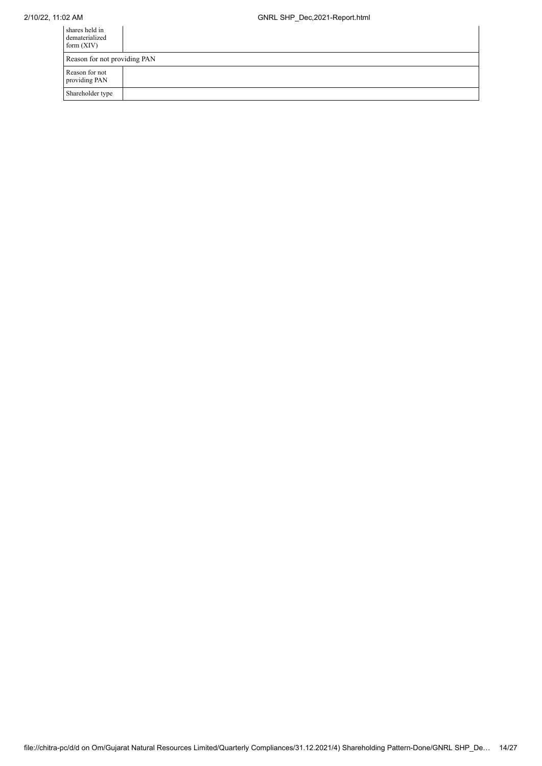| | |
|---|---|
| shares held in dematerialized form (XIV) | |
| Reason for not providing PAN | |
| Reason for not providing PAN | |
| Shareholder type | |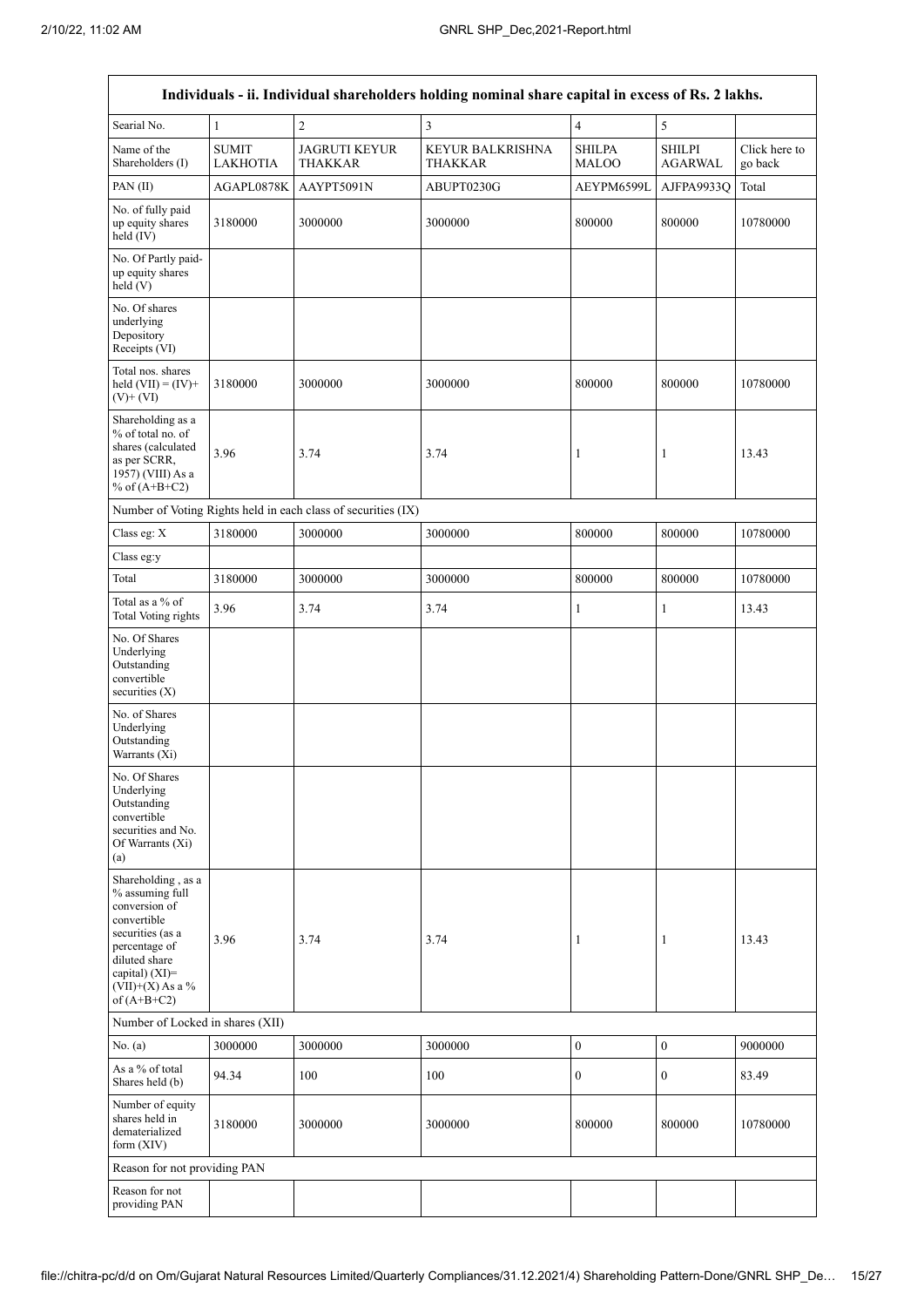| Individuals - ii. Individual shareholders holding nominal share capital in excess of Rs. 2 lakhs. | | | | | | |
|---|---|---|---|---|---|---|
| Searial No. | 1 | 2 | 3 | 4 | 5 | |
| Name of the Shareholders (I) | SUMIT LAKHOTIA | JAGRUTI KEYUR THAKKAR | KEYUR BALKRISHNA THAKKAR | SHILPA MALOO | SHILPI AGARWAL | Click here to go back |
| PAN (II) | AGAPL0878K | AAYPT5091N | ABUPT0230G | AEYPM6599L | AJFPA9933Q | Total |
| No. of fully paid up equity shares held (IV) | 3180000 | 3000000 | 3000000 | 800000 | 800000 | 10780000 |
| No. Of Partly paid-up equity shares held (V) | | | | | | |
| No. Of shares underlying Depository Receipts (VI) | | | | | | |
| Total nos. shares held (VII) = (IV)+ (V)+ (VI) | 3180000 | 3000000 | 3000000 | 800000 | 800000 | 10780000 |
| Shareholding as a % of total no. of shares (calculated as per SCRR, 1957) (VIII) As a % of (A+B+C2) | 3.96 | 3.74 | 3.74 | 1 | 1 | 13.43 |
| Number of Voting Rights held in each class of securities (IX) | | | | | | |
| Class eg: X | 3180000 | 3000000 | 3000000 | 800000 | 800000 | 10780000 |
| Class eg:y | | | | | | |
| Total | 3180000 | 3000000 | 3000000 | 800000 | 800000 | 10780000 |
| Total as a % of Total Voting rights | 3.96 | 3.74 | 3.74 | 1 | 1 | 13.43 |
| No. Of Shares Underlying Outstanding convertible securities (X) | | | | | | |
| No. of Shares Underlying Outstanding Warrants (Xi) | | | | | | |
| No. Of Shares Underlying Outstanding convertible securities and No. Of Warrants (Xi) (a) | | | | | | |
| Shareholding , as a % assuming full conversion of convertible securities (as a percentage of diluted share capital) (XI)= (VII)+(X) As a % of (A+B+C2) | 3.96 | 3.74 | 3.74 | 1 | 1 | 13.43 |
| Number of Locked in shares (XII) | | | | | | |
| No. (a) | 3000000 | 3000000 | 3000000 | 0 | 0 | 9000000 |
| As a % of total Shares held (b) | 94.34 | 100 | 100 | 0 | 0 | 83.49 |
| Number of equity shares held in dematerialized form (XIV) | 3180000 | 3000000 | 3000000 | 800000 | 800000 | 10780000 |
| Reason for not providing PAN | | | | | | |
| Reason for not providing PAN | | | | | | |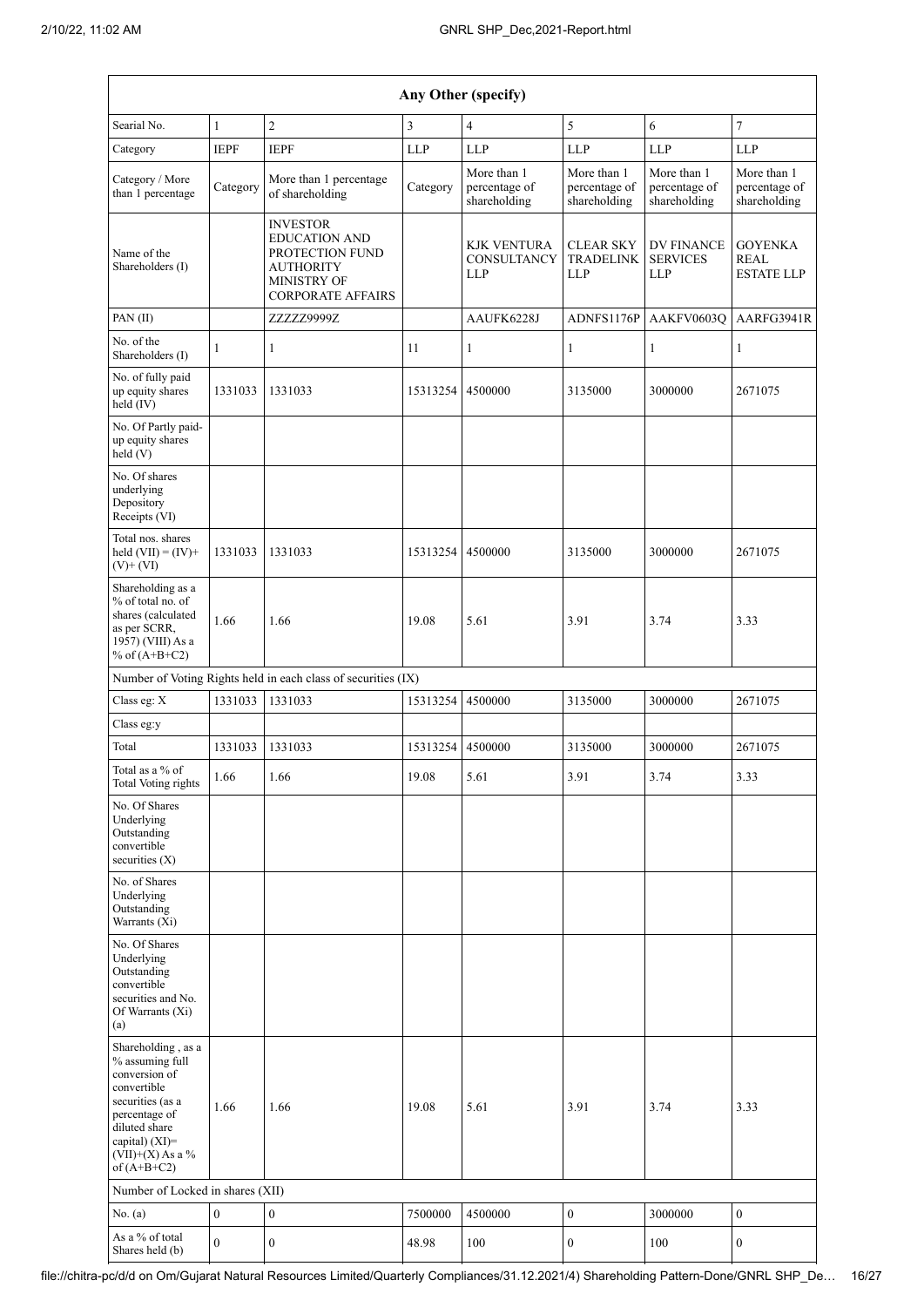| Any Other (specify) | | | | | | | |
|---|---|---|---|---|---|---|---|
| Searial No. | 1 | 2 | 3 | 4 | 5 | 6 | 7 |
| Category | IEPF | IEPF | LLP | LLP | LLP | LLP | LLP |
| Category / More than 1 percentage | Category | More than 1 percentage of shareholding | Category | More than 1 percentage of shareholding | More than 1 percentage of shareholding | More than 1 percentage of shareholding | More than 1 percentage of shareholding |
| Name of the Shareholders (I) | | INVESTOR EDUCATION AND PROTECTION FUND AUTHORITY MINISTRY OF CORPORATE AFFAIRS | | KJK VENTURA CONSULTANCY LLP | CLEAR SKY TRADELINK LLP | DV FINANCE SERVICES LLP | GOYENKA REAL ESTATE LLP |
| PAN (II) | | ZZZZZ9999Z | | AAUFK6228J | ADNFS1176P | AAKFV0603Q | AARFG3941R |
| No. of the Shareholders (I) | 1 | 1 | 11 | 1 | 1 | 1 | 1 |
| No. of fully paid up equity shares held (IV) | 1331033 | 1331033 | 15313254 | 4500000 | 3135000 | 3000000 | 2671075 |
| No. Of Partly paid-up equity shares held (V) | | | | | | | |
| No. Of shares underlying Depository Receipts (VI) | | | | | | | |
| Total nos. shares held (VII) = (IV)+(V)+ (VI) | 1331033 | 1331033 | 15313254 | 4500000 | 3135000 | 3000000 | 2671075 |
| Shareholding as a % of total no. of shares (calculated as per SCRR, 1957) (VIII) As a % of (A+B+C2) | 1.66 | 1.66 | 19.08 | 5.61 | 3.91 | 3.74 | 3.33 |
| Number of Voting Rights held in each class of securities (IX) | | | | | | | |
| Class eg: X | 1331033 | 1331033 | 15313254 | 4500000 | 3135000 | 3000000 | 2671075 |
| Class eg:y | | | | | | | |
| Total | 1331033 | 1331033 | 15313254 | 4500000 | 3135000 | 3000000 | 2671075 |
| Total as a % of Total Voting rights | 1.66 | 1.66 | 19.08 | 5.61 | 3.91 | 3.74 | 3.33 |
| No. Of Shares Underlying Outstanding convertible securities (X) | | | | | | | |
| No. of Shares Underlying Outstanding Warrants (Xi) | | | | | | | |
| No. Of Shares Underlying Outstanding convertible securities and No. Of Warrants (Xi) (a) | | | | | | | |
| Shareholding , as a % assuming full conversion of convertible securities (as a percentage of diluted share capital) (XI)= (VII)+(X) As a % of (A+B+C2) | 1.66 | 1.66 | 19.08 | 5.61 | 3.91 | 3.74 | 3.33 |
| Number of Locked in shares (XII) | | | | | | | |
| No. (a) | 0 | 0 | 7500000 | 4500000 | 0 | 3000000 | 0 |
| As a % of total Shares held (b) | 0 | 0 | 48.98 | 100 | 0 | 100 | 0 |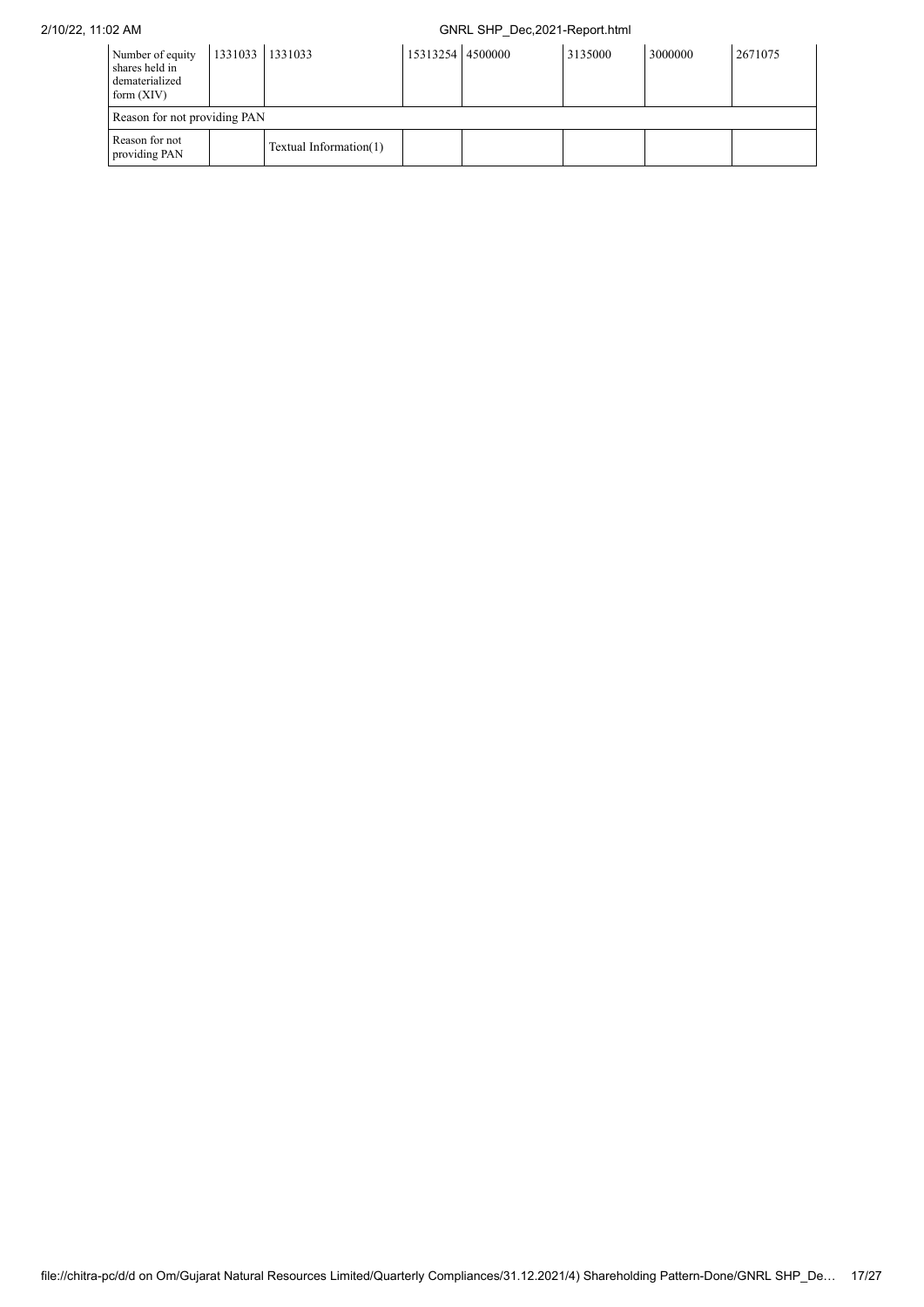| Number of equity shares held in dematerialized form (XIV) | 1331033 | 1331033 | 15313254 | 4500000 | 3135000 | 3000000 | 2671075 |
|---|---|---|---|---|---|---|---|
| Reason for not providing PAN | | | | | | | |
| Reason for not providing PAN | | Textual Information(1) | | | | | |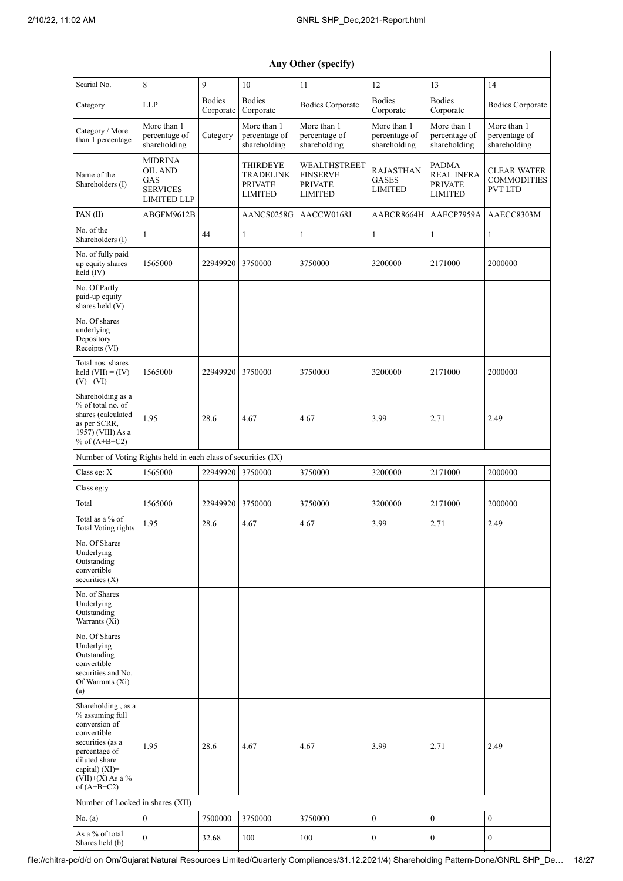| Any Other (specify) | | | | | | | |
|---|---|---|---|---|---|---|---|
| Searial No. | 8 | 9 | 10 | 11 | 12 | 13 | 14 |
| Category | LLP | Bodies Corporate | Bodies Corporate | Bodies Corporate | Bodies Corporate | Bodies Corporate | Bodies Corporate |
| Category / More than 1 percentage | More than 1 percentage of shareholding | Category | More than 1 percentage of shareholding | More than 1 percentage of shareholding | More than 1 percentage of shareholding | More than 1 percentage of shareholding | More than 1 percentage of shareholding |
| Name of the Shareholders (I) | MIDRINA OIL AND GAS SERVICES LIMITED LLP | | THIRDEYE TRADELINK PRIVATE LIMITED | WEALTHSTREET FINSERVE PRIVATE LIMITED | RAJASTHAN GASES LIMITED | PADMA REAL INFRA PRIVATE LIMITED | CLEAR WATER COMMODITIES PVT LTD |
| PAN (II) | ABGFM9612B | | AANCS0258G | AACCW0168J | AABCR8664H | AAECP7959A | AAECC8303M |
| No. of the Shareholders (I) | 1 | 44 | 1 | 1 | 1 | 1 | 1 |
| No. of fully paid up equity shares held (IV) | 1565000 | 22949920 | 3750000 | 3750000 | 3200000 | 2171000 | 2000000 |
| No. Of Partly paid-up equity shares held (V) | | | | | | | |
| No. Of shares underlying Depository Receipts (VI) | | | | | | | |
| Total nos. shares held (VII) = (IV)+ (V)+ (VI) | 1565000 | 22949920 | 3750000 | 3750000 | 3200000 | 2171000 | 2000000 |
| Shareholding as a % of total no. of shares (calculated as per SCRR, 1957) (VIII) As a % of (A+B+C2) | 1.95 | 28.6 | 4.67 | 4.67 | 3.99 | 2.71 | 2.49 |
| Number of Voting Rights held in each class of securities (IX) | | | | | | | |
| Class eg: X | 1565000 | 22949920 | 3750000 | 3750000 | 3200000 | 2171000 | 2000000 |
| Class eg:y | | | | | | | |
| Total | 1565000 | 22949920 | 3750000 | 3750000 | 3200000 | 2171000 | 2000000 |
| Total as a % of Total Voting rights | 1.95 | 28.6 | 4.67 | 4.67 | 3.99 | 2.71 | 2.49 |
| No. Of Shares Underlying Outstanding convertible securities (X) | | | | | | | |
| No. of Shares Underlying Outstanding Warrants (Xi) | | | | | | | |
| No. Of Shares Underlying Outstanding convertible securities and No. Of Warrants (Xi) (a) | | | | | | | |
| Shareholding , as a % assuming full conversion of convertible securities (as a percentage of diluted share capital) (XI)= (VII)+(X) As a % of (A+B+C2) | 1.95 | 28.6 | 4.67 | 4.67 | 3.99 | 2.71 | 2.49 |
| Number of Locked in shares (XII) | | | | | | | |
| No. (a) | 0 | 7500000 | 3750000 | 3750000 | 0 | 0 | 0 |
| As a % of total Shares held (b) | 0 | 32.68 | 100 | 100 | 0 | 0 | 0 |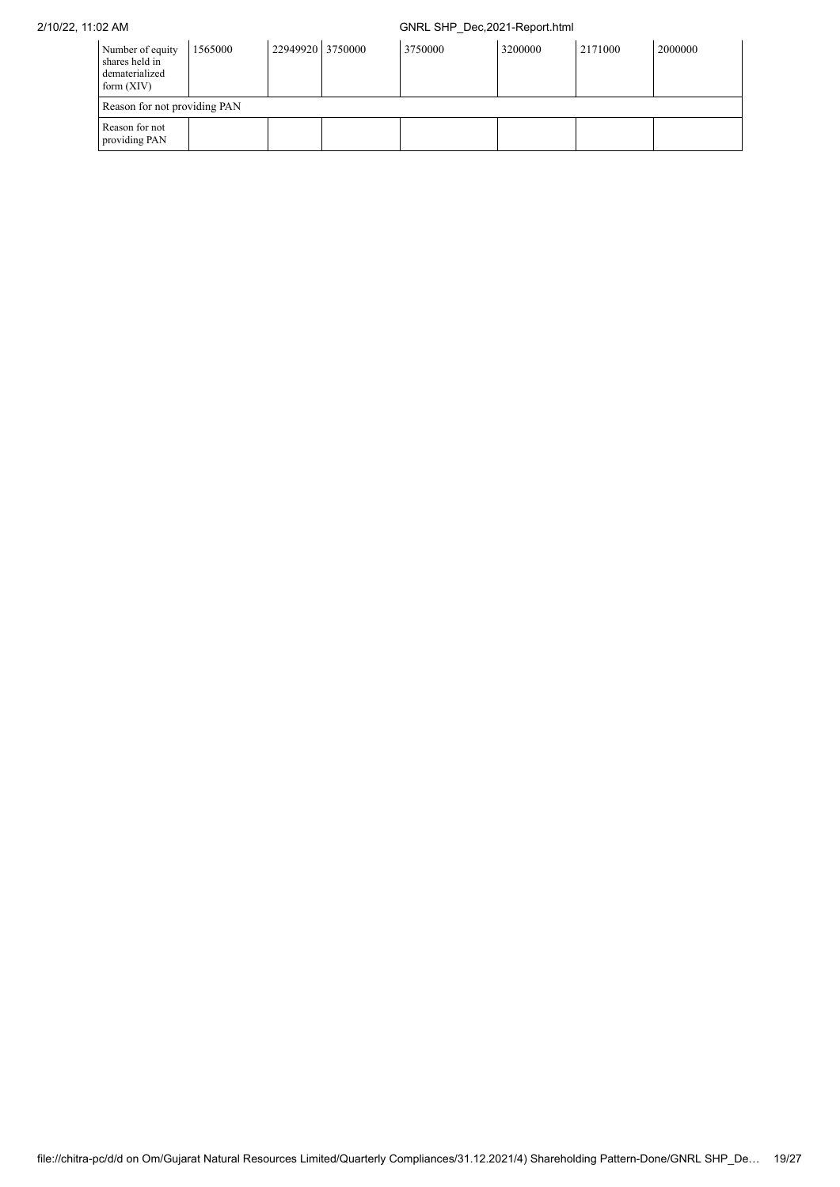| Number of equity shares held in dematerialized form (XIV) | 1565000 | 22949920 | 3750000 | 3750000 | 3200000 | 2171000 | 2000000 |
|---|---|---|---|---|---|---|---|
| Reason for not providing PAN | | | | | | | |
| Reason for not providing PAN | | | | | | | |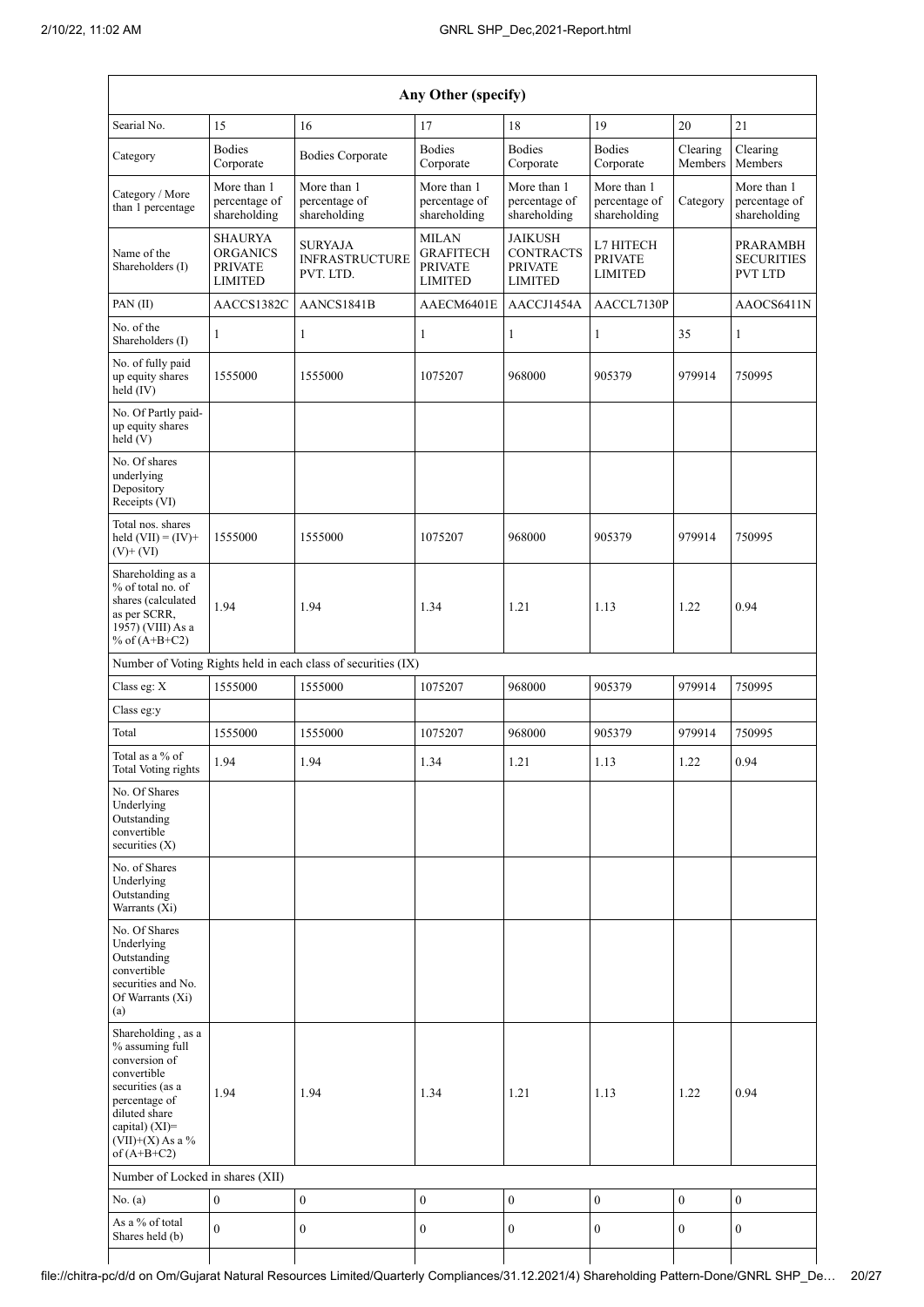| Any Other (specify) | | | | | | | |
|---|---|---|---|---|---|---|---|
| Searial No. | 15 | 16 | 17 | 18 | 19 | 20 | 21 |
| Category | Bodies Corporate | Bodies Corporate | Bodies Corporate | Bodies Corporate | Bodies Corporate | Clearing Members | Clearing Members |
| Category / More than 1 percentage | More than 1 percentage of shareholding | More than 1 percentage of shareholding | More than 1 percentage of shareholding | More than 1 percentage of shareholding | More than 1 percentage of shareholding | Category | More than 1 percentage of shareholding |
| Name of the Shareholders (I) | SHAURYA ORGANICS PRIVATE LIMITED | SURYAJA INFRASTRUCTURE PVT. LTD. | MILAN GRAFITECH PRIVATE LIMITED | JAIKUSH CONTRACTS PRIVATE LIMITED | L7 HITECH PRIVATE LIMITED | | PRARAMBH SECURITIES PVT LTD |
| PAN (II) | AACCS1382C | AANCS1841B | AAECM6401E | AACCJ1454A | AACCL7130P | | AAOCS6411N |
| No. of the Shareholders (I) | 1 | 1 | 1 | 1 | 1 | 35 | 1 |
| No. of fully paid up equity shares held (IV) | 1555000 | 1555000 | 1075207 | 968000 | 905379 | 979914 | 750995 |
| No. Of Partly paid-up equity shares held (V) | | | | | | | |
| No. Of shares underlying Depository Receipts (VI) | | | | | | | |
| Total nos. shares held (VII) = (IV)+ (V)+ (VI) | 1555000 | 1555000 | 1075207 | 968000 | 905379 | 979914 | 750995 |
| Shareholding as a % of total no. of shares (calculated as per SCRR, 1957) (VIII) As a % of (A+B+C2) | 1.94 | 1.94 | 1.34 | 1.21 | 1.13 | 1.22 | 0.94 |
| Number of Voting Rights held in each class of securities (IX) | | | | | | | |
| Class eg: X | 1555000 | 1555000 | 1075207 | 968000 | 905379 | 979914 | 750995 |
| Class eg:y | | | | | | | |
| Total | 1555000 | 1555000 | 1075207 | 968000 | 905379 | 979914 | 750995 |
| Total as a % of Total Voting rights | 1.94 | 1.94 | 1.34 | 1.21 | 1.13 | 1.22 | 0.94 |
| No. Of Shares Underlying Outstanding convertible securities (X) | | | | | | | |
| No. of Shares Underlying Outstanding Warrants (Xi) | | | | | | | |
| No. Of Shares Underlying Outstanding convertible securities and No. Of Warrants (Xi) (a) | | | | | | | |
| Shareholding , as a % assuming full conversion of convertible securities (as a percentage of diluted share capital) (XI)= (VII)+(X) As a % of (A+B+C2) | 1.94 | 1.94 | 1.34 | 1.21 | 1.13 | 1.22 | 0.94 |
| Number of Locked in shares (XII) | | | | | | | |
| No. (a) | 0 | 0 | 0 | 0 | 0 | 0 | 0 |
| As a % of total Shares held (b) | 0 | 0 | 0 | 0 | 0 | 0 | 0 |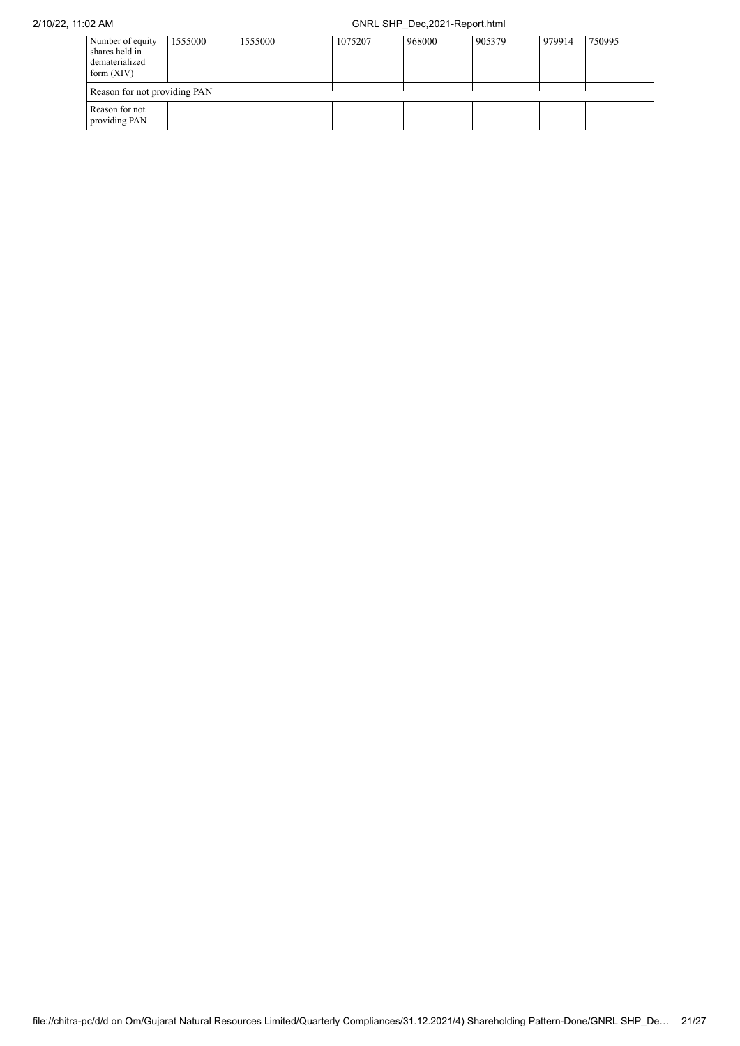| Number of equity shares held in dematerialized form (XIV) | 1555000 | 1555000 | 1075207 | 968000 | 905379 | 979914 | 750995 |
|---|---|---|---|---|---|---|---|
| Reason for not providing PAN | | | | | | | |
| Reason for not providing PAN | | | | | | | |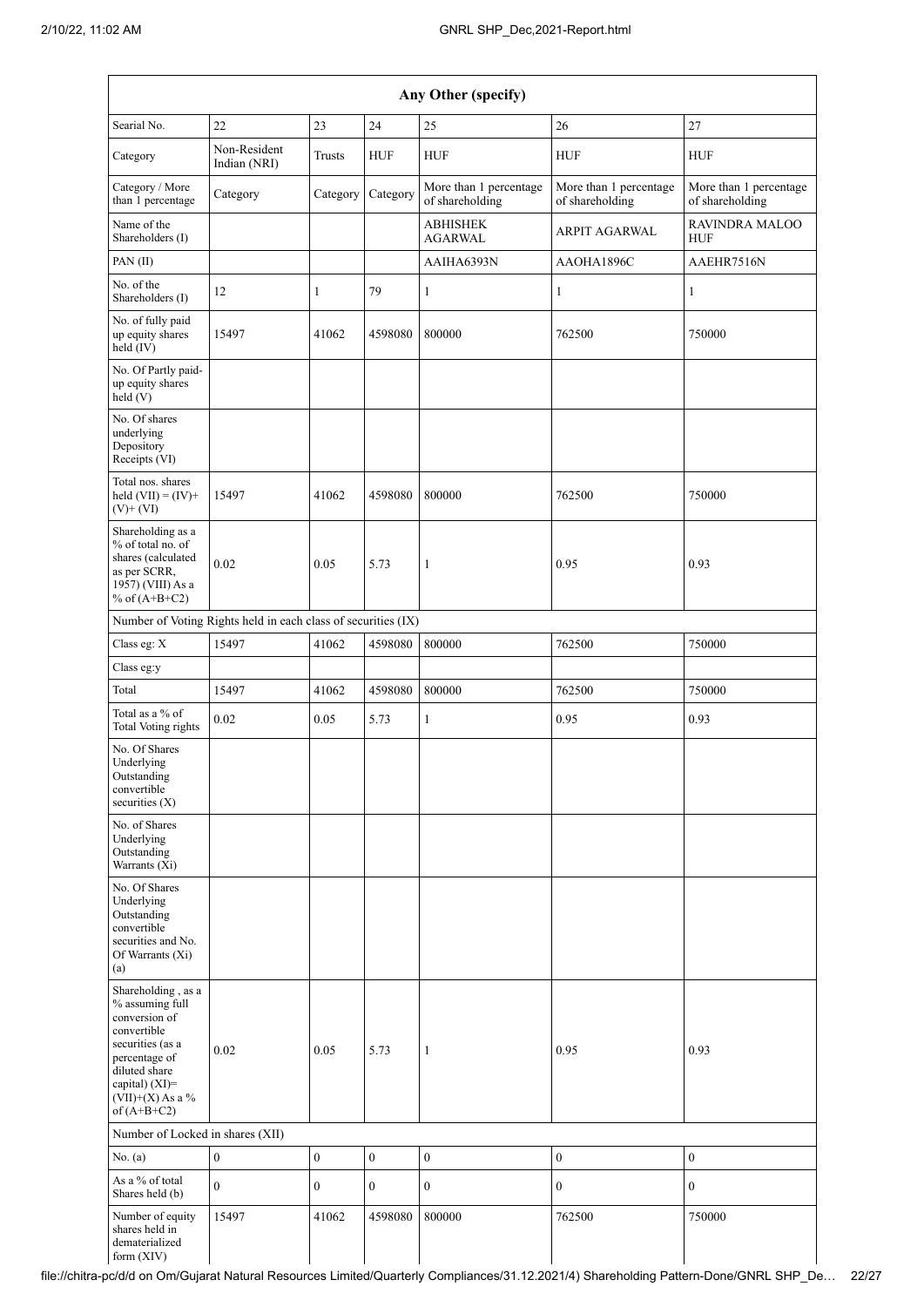| Any Other (specify) | | | | | | |
|---|---|---|---|---|---|---|
| Searial No. | 22 | 23 | 24 | 25 | 26 | 27 |
| Category | Non-Resident Indian (NRI) | Trusts | HUF | HUF | HUF | HUF |
| Category / More than 1 percentage | Category | Category | Category | More than 1 percentage of shareholding | More than 1 percentage of shareholding | More than 1 percentage of shareholding |
| Name of the Shareholders (I) | | | | ABHISHEK AGARWAL | ARPIT AGARWAL | RAVINDRA MALOO HUF |
| PAN (II) | | | | AAIHA6393N | AAOHA1896C | AAEHR7516N |
| No. of the Shareholders (I) | 12 | 1 | 79 | 1 | 1 | 1 |
| No. of fully paid up equity shares held (IV) | 15497 | 41062 | 4598080 | 800000 | 762500 | 750000 |
| No. Of Partly paid-up equity shares held (V) | | | | | | |
| No. Of shares underlying Depository Receipts (VI) | | | | | | |
| Total nos. shares held (VII) = (IV)+ (V)+ (VI) | 15497 | 41062 | 4598080 | 800000 | 762500 | 750000 |
| Shareholding as a % of total no. of shares (calculated as per SCRR, 1957) (VIII) As a % of (A+B+C2) | 0.02 | 0.05 | 5.73 | 1 | 0.95 | 0.93 |
| Number of Voting Rights held in each class of securities (IX) | | | | | | |
| Class eg: X | 15497 | 41062 | 4598080 | 800000 | 762500 | 750000 |
| Class eg:y | | | | | | |
| Total | 15497 | 41062 | 4598080 | 800000 | 762500 | 750000 |
| Total as a % of Total Voting rights | 0.02 | 0.05 | 5.73 | 1 | 0.95 | 0.93 |
| No. Of Shares Underlying Outstanding convertible securities (X) | | | | | | |
| No. of Shares Underlying Outstanding Warrants (Xi) | | | | | | |
| No. Of Shares Underlying Outstanding convertible securities and No. Of Warrants (Xi) (a) | | | | | | |
| Shareholding , as a % assuming full conversion of convertible securities (as a percentage of diluted share capital) (XI)= (VII)+(X) As a % of (A+B+C2) | 0.02 | 0.05 | 5.73 | 1 | 0.95 | 0.93 |
| Number of Locked in shares (XII) | | | | | | |
| No. (a) | 0 | 0 | 0 | 0 | 0 | 0 |
| As a % of total Shares held (b) | 0 | 0 | 0 | 0 | 0 | 0 |
| Number of equity shares held in dematerialized form (XIV) | 15497 | 41062 | 4598080 | 800000 | 762500 | 750000 |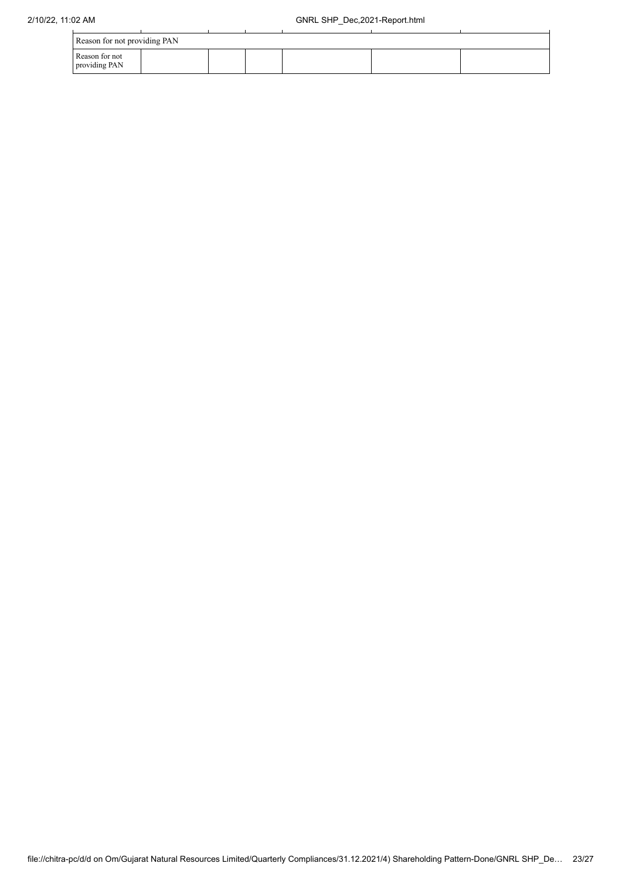| Reason for not providing PAN | | | | | | |
|---|---|---|---|---|---|---|
| Reason for not providing PAN | | | | | | |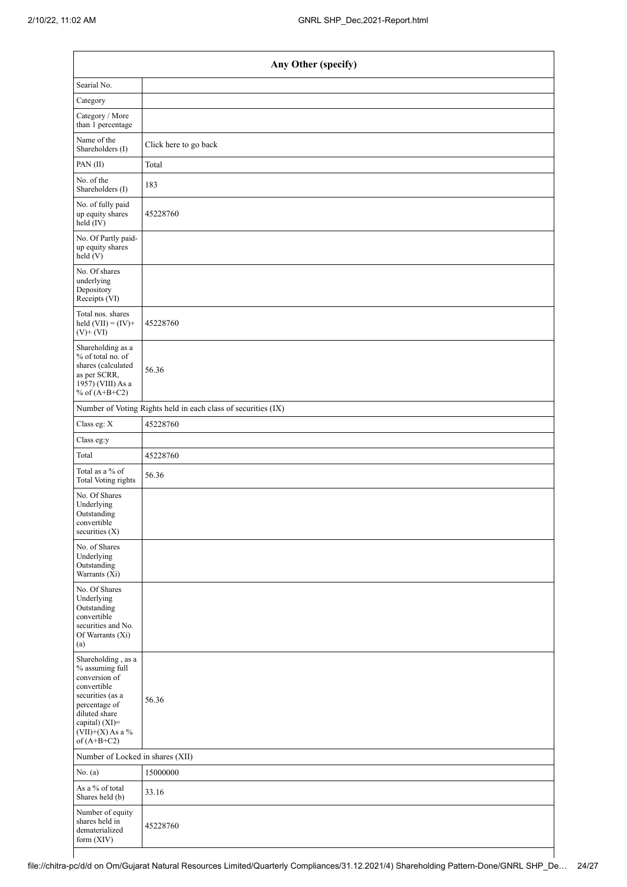| Any Other (specify) | |
|---|---|
| Searial No. | |
| Category | |
| Category / More than 1 percentage | |
| Name of the Shareholders (I) | Click here to go back |
| PAN (II) | Total |
| No. of the Shareholders (I) | 183 |
| No. of fully paid up equity shares held (IV) | 45228760 |
| No. Of Partly paid-up equity shares held (V) | |
| No. Of shares underlying Depository Receipts (VI) | |
| Total nos. shares held (VII) = (IV)+ (V)+ (VI) | 45228760 |
| Shareholding as a % of total no. of shares (calculated as per SCRR, 1957) (VIII) As a % of (A+B+C2) | 56.36 |
| Number of Voting Rights held in each class of securities (IX) | |
| Class eg: X | 45228760 |
| Class eg:y | |
| Total | 45228760 |
| Total as a % of Total Voting rights | 56.36 |
| No. Of Shares Underlying Outstanding convertible securities (X) | |
| No. of Shares Underlying Outstanding Warrants (Xi) | |
| No. Of Shares Underlying Outstanding convertible securities and No. Of Warrants (Xi) (a) | |
| Shareholding , as a % assuming full conversion of convertible securities (as a percentage of diluted share capital) (XI)= (VII)+(X) As a % of (A+B+C2) | 56.36 |
| Number of Locked in shares (XII) | |
| No. (a) | 15000000 |
| As a % of total Shares held (b) | 33.16 |
| Number of equity shares held in dematerialized form (XIV) | 45228760 |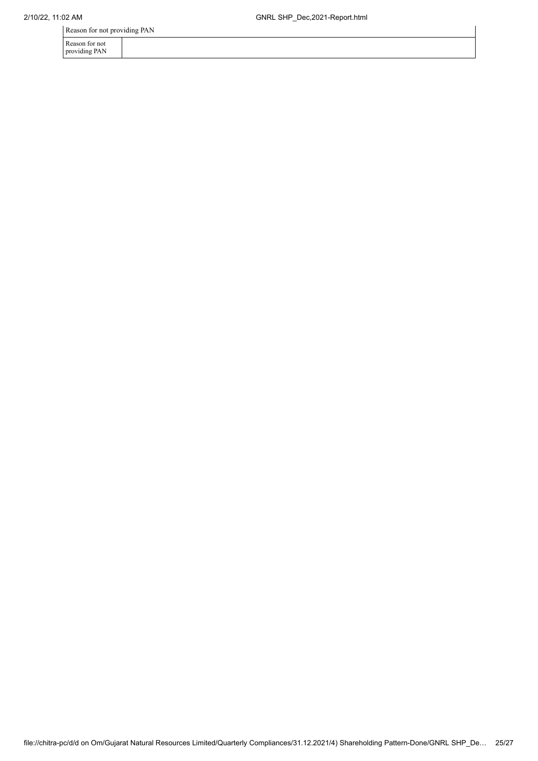| Reason for not providing PAN | |
|---|---|
| Reason for not providing PAN | |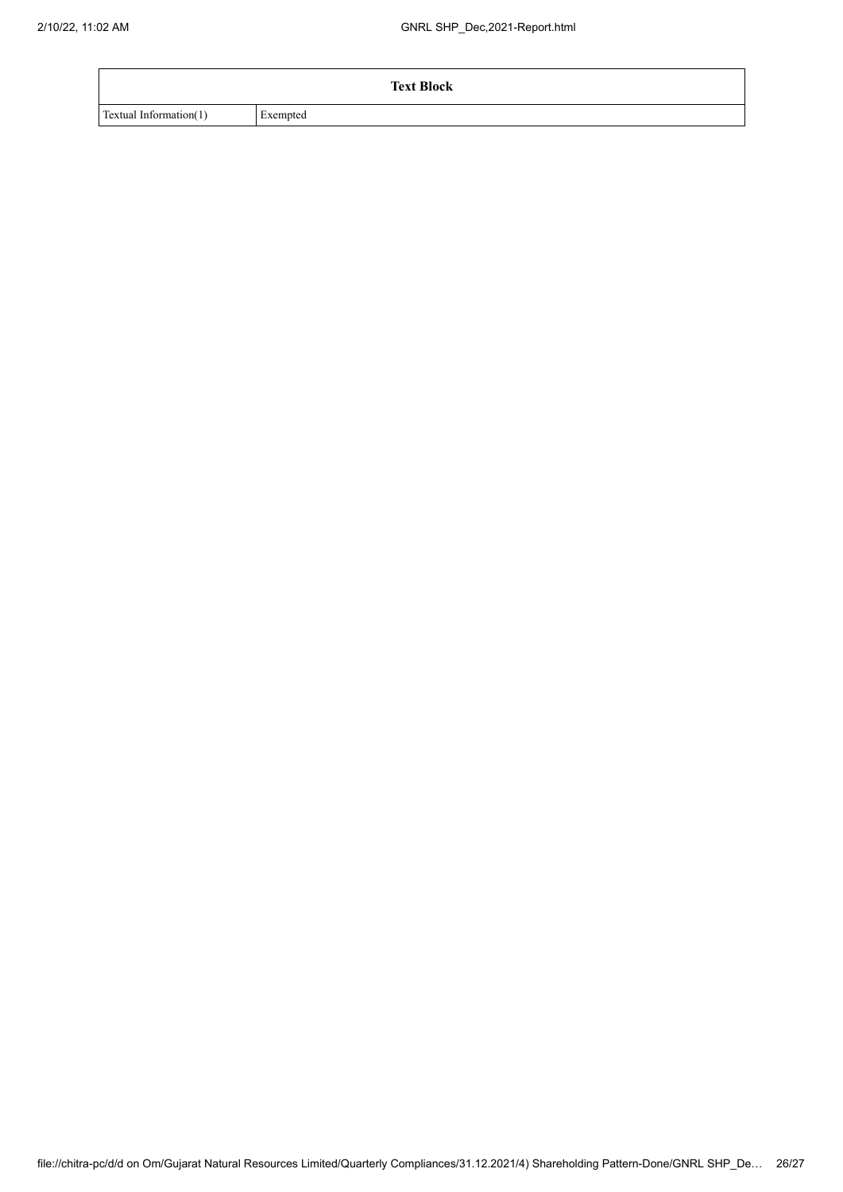| Text Block | |
|---|---|
| Textual Information(1) | Exempted |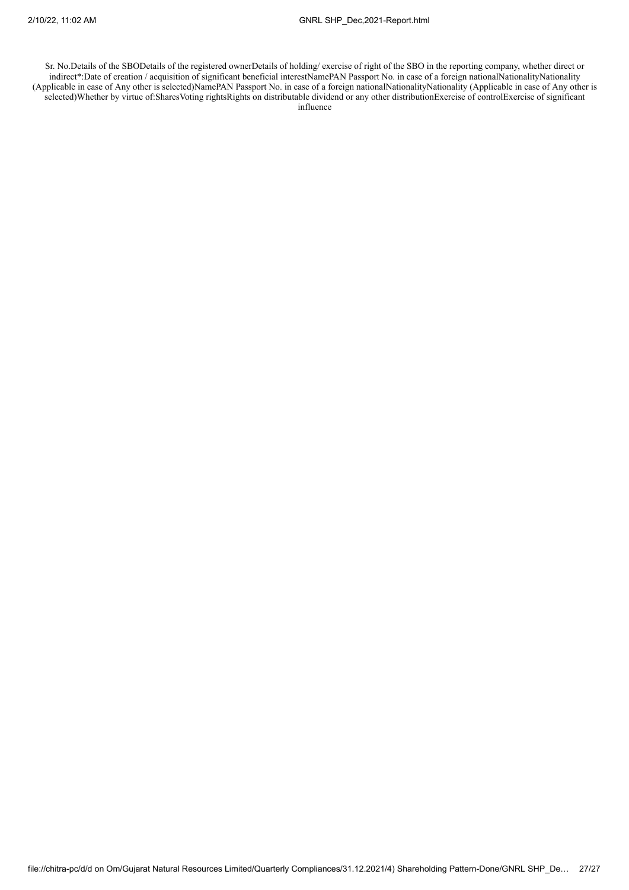Sr. No.Details of the SBODetails of the registered ownerDetails of holding/ exercise of right of the SBO in the reporting company, whether direct or indirect*:Date of creation / acquisition of significant beneficial interestNamePAN Passport No. in case of a foreign nationalNationalityNationality (Applicable in case of Any other is selected)NamePAN Passport No. in case of a foreign nationalNationalityNationality (Applicable in case of Any other is selected)Whether by virtue of:SharesVoting rightsRights on distributable dividend or any other distributionExercise of controlExercise of significant influence